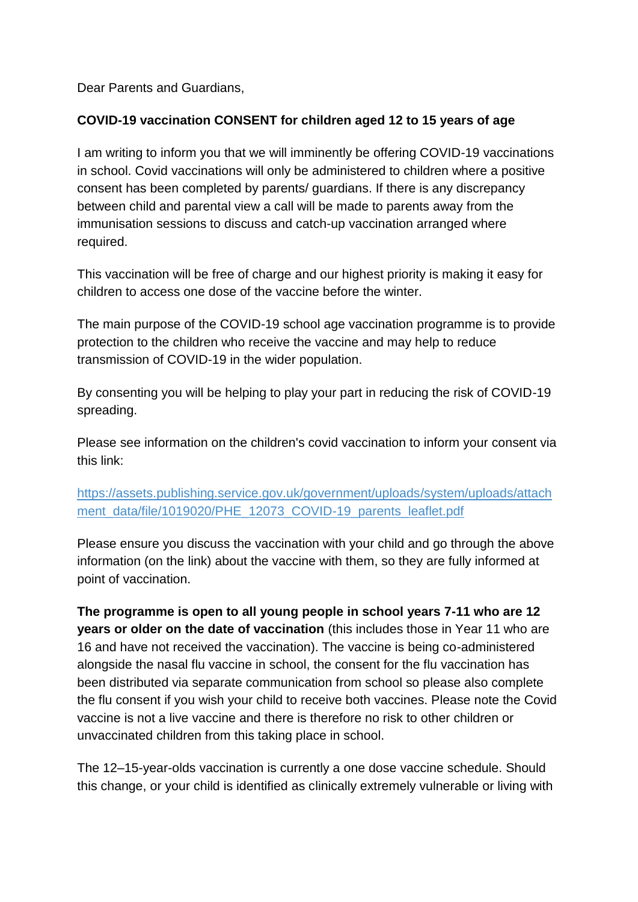Dear Parents and Guardians,

**COVID-19 vaccination CONSENT for children aged 12 to 15 years of age**

I am writing to inform you that we will imminently be offering COVID-19 vaccinations in school. Covid vaccinations will only be administered to children where a positive consent has been completed by parents/ guardians. If there is any discrepancy between child and parental view a call will be made to parents away from the immunisation sessions to discuss and catch-up vaccination arranged where required.

This vaccination will be free of charge and our highest priority is making it easy for children to access one dose of the vaccine before the winter.

The main purpose of the COVID-19 school age vaccination programme is to provide protection to the children who receive the vaccine and may help to reduce transmission of COVID-19 in the wider population.

By consenting you will be helping to play your part in reducing the risk of COVID-19 spreading.

Please see information on the children's covid vaccination to inform your consent via this link:

[https://assets.publishing.service.gov.uk/government/uploads/system/uploads/attachment_data/file/1019020/PHE_12073_COVID-19_parents_leaflet.pdf](https://assets.publishing.service.gov.uk/government/uploads/system/uploads/attachment_data/file/1019020/PHE_12073_COVID-19_parents_leaflet.pdf)

Please ensure you discuss the vaccination with your child and go through the above information (on the link) about the vaccine with them, so they are fully informed at point of vaccination.

**The programme is open to all young people in school years 7-11 who are 12 years or older on the date of vaccination** (this includes those in Year 11 who are 16 and have not received the vaccination). The vaccine is being co-administered alongside the nasal flu vaccine in school, the consent for the flu vaccination has been distributed via separate communication from school so please also complete the flu consent if you wish your child to receive both vaccines. Please note the Covid vaccine is not a live vaccine and there is therefore no risk to other children or unvaccinated children from this taking place in school.

The 12–15-year-olds vaccination is currently a one dose vaccine schedule. Should this change, or your child is identified as clinically extremely vulnerable or living with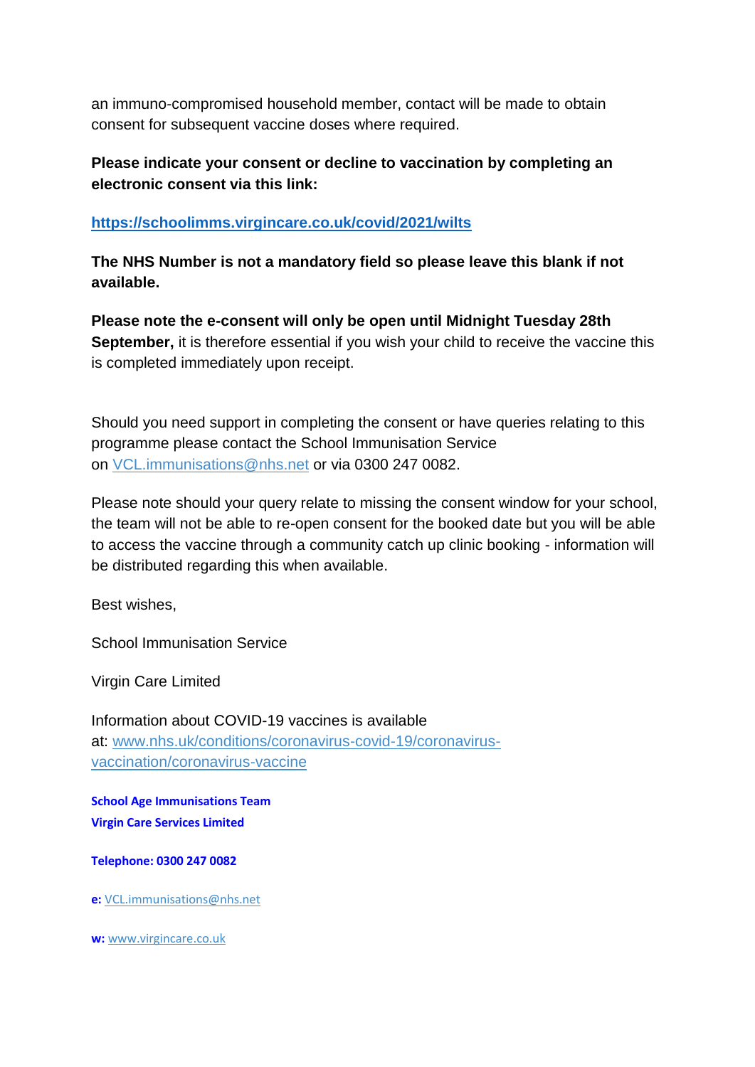an immuno-compromised household member, contact will be made to obtain consent for subsequent vaccine doses where required.

**Please indicate your consent or decline to vaccination by completing an electronic consent via this link:**

**[https://schoolimms.virgincare.co.uk/covid/2021/wilts](https://schoolimms.virgincare.co.uk/covid/2021/wilts)**

**The NHS Number is not a mandatory field so please leave this blank if not available.**

**Please note the e-consent will only be open until Midnight Tuesday 28th September,** it is therefore essential if you wish your child to receive the vaccine this is completed immediately upon receipt.

Should you need support in completing the consent or have queries relating to this programme please contact the School Immunisation Service on [VCL.immunisations@nhs.net](mailto:VCL.immunisations@nhs.net) or via 0300 247 0082.

Please note should your query relate to missing the consent window for your school, the team will not be able to re-open consent for the booked date but you will be able to access the vaccine through a community catch up clinic booking - information will be distributed regarding this when available.

Best wishes,

School Immunisation Service

Virgin Care Limited

Information about COVID-19 vaccines is available at: [www.nhs.uk/conditions/coronavirus-covid-19/coronavirus-vaccination/coronavirus-vaccine](http://www.nhs.uk/conditions/coronavirus-covid-19/coronavirus-vaccination/coronavirus-vaccine)

**School Age Immunisations Team**
**Virgin Care Services Limited**

**Telephone: 0300 247 0082**

**e:** [VCL.immunisations@nhs.net](mailto:VCL.immunisations@nhs.net)

**w:** [www.virgincare.co.uk](http://www.virgincare.co.uk)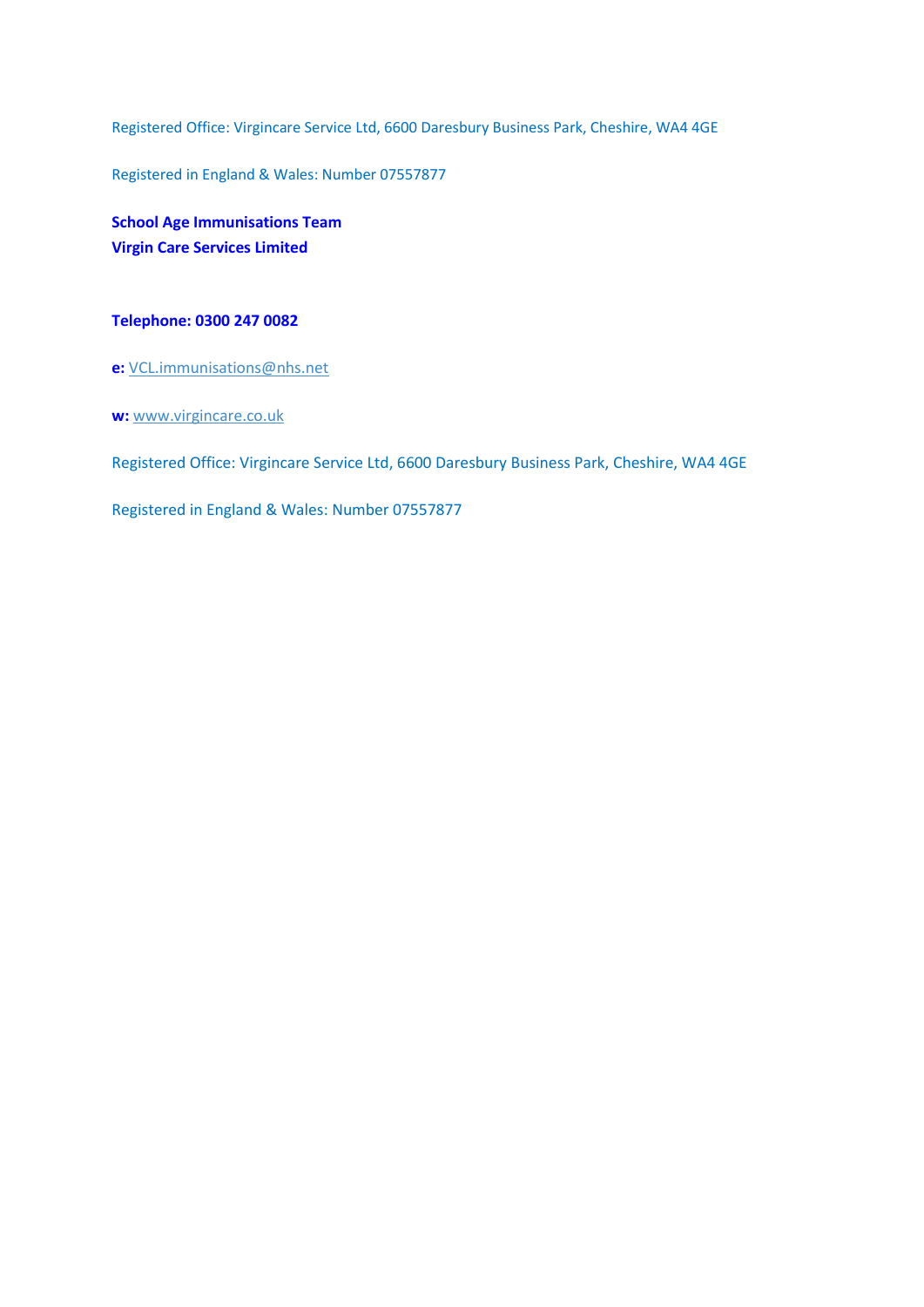Registered Office: Virgincare Service Ltd, 6600 Daresbury Business Park, Cheshire, WA4 4GE

Registered in England & Wales: Number 07557877

**School Age Immunisations Team**
**Virgin Care Services Limited**

**Telephone: 0300 247 0082**

**e:** VCL.immunisations@nhs.net

**w:** www.virgincare.co.uk

Registered Office: Virgincare Service Ltd, 6600 Daresbury Business Park, Cheshire, WA4 4GE

Registered in England & Wales: Number 07557877